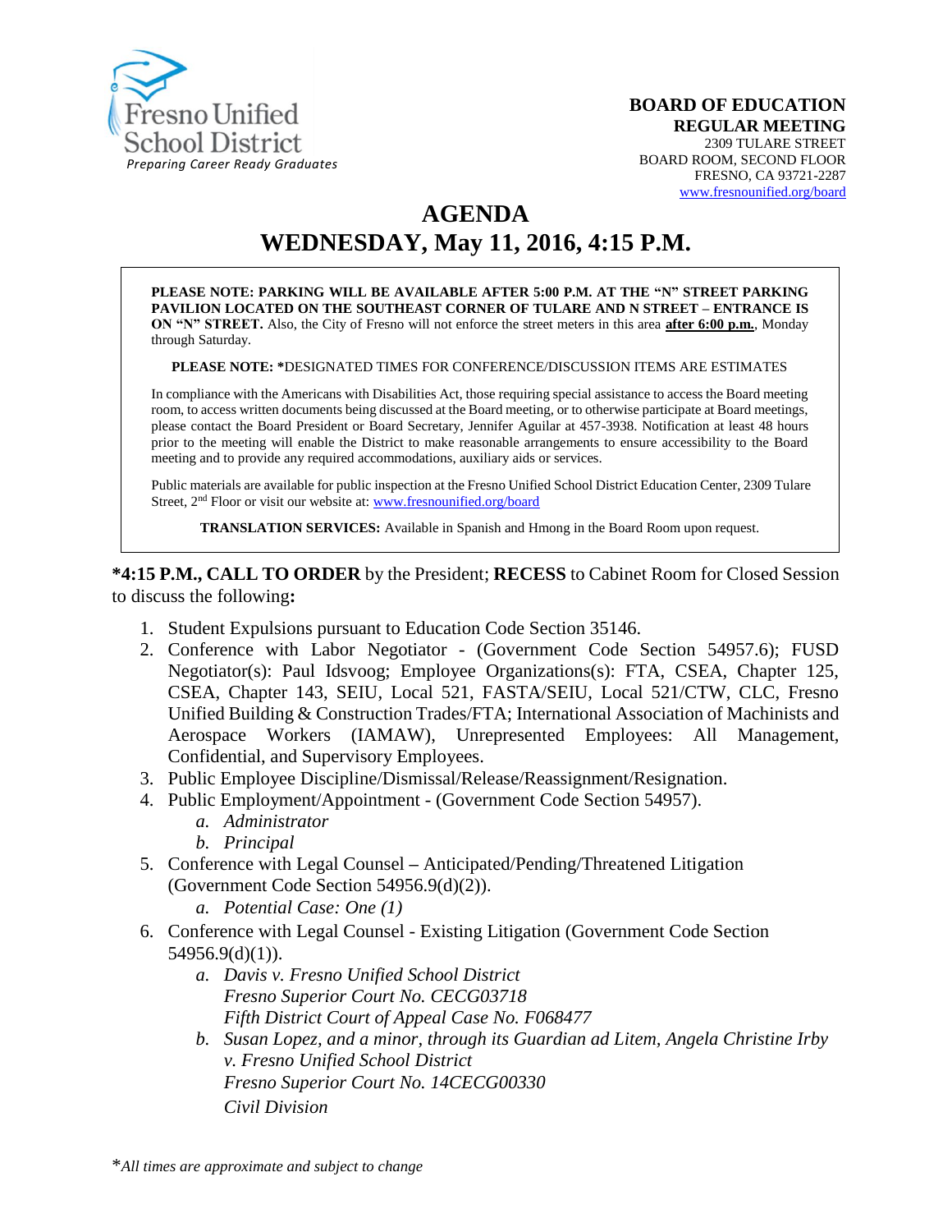Fresno Unified School District
*Preparing Career Ready Graduates*

**BOARD OF EDUCATION**
**REGULAR MEETING**
2309 TULARE STREET
BOARD ROOM, SECOND FLOOR
FRESNO, CA 93721-2287
www.fresnounified.org/board

# AGENDA
# WEDNESDAY, May 11, 2016, 4:15 P.M.

**PLEASE NOTE: PARKING WILL BE AVAILABLE AFTER 5:00 P.M. AT THE "N" STREET PARKING PAVILION LOCATED ON THE SOUTHEAST CORNER OF TULARE AND N STREET – ENTRANCE IS ON "N" STREET.** Also, the City of Fresno will not enforce the street meters in this area **after 6:00 p.m.**, Monday through Saturday.

**PLEASE NOTE: ***DESIGNATED TIMES FOR CONFERENCE/DISCUSSION ITEMS ARE ESTIMATES

In compliance with the Americans with Disabilities Act, those requiring special assistance to access the Board meeting room, to access written documents being discussed at the Board meeting, or to otherwise participate at Board meetings, please contact the Board President or Board Secretary, Jennifer Aguilar at 457-3938. Notification at least 48 hours prior to the meeting will enable the District to make reasonable arrangements to ensure accessibility to the Board meeting and to provide any required accommodations, auxiliary aids or services.

Public materials are available for public inspection at the Fresno Unified School District Education Center, 2309 Tulare Street, 2nd Floor or visit our website at: www.fresnounified.org/board

**TRANSLATION SERVICES:** Available in Spanish and Hmong in the Board Room upon request.

***4:15 P.M., CALL TO ORDER** by the President; **RECESS** to Cabinet Room for Closed Session to discuss the following**:**

1. Student Expulsions pursuant to Education Code Section 35146.
2. Conference with Labor Negotiator - (Government Code Section 54957.6); FUSD Negotiator(s): Paul Idsvoog; Employee Organizations(s): FTA, CSEA, Chapter 125, CSEA, Chapter 143, SEIU, Local 521, FASTA/SEIU, Local 521/CTW, CLC, Fresno Unified Building & Construction Trades/FTA; International Association of Machinists and Aerospace Workers (IAMAW), Unrepresented Employees: All Management, Confidential, and Supervisory Employees.
3. Public Employee Discipline/Dismissal/Release/Reassignment/Resignation.
4. Public Employment/Appointment - (Government Code Section 54957).
   a. *Administrator*
   b. *Principal*
5. Conference with Legal Counsel – Anticipated/Pending/Threatened Litigation (Government Code Section 54956.9(d)(2)).
   a. *Potential Case: One (1)*
6. Conference with Legal Counsel - Existing Litigation (Government Code Section 54956.9(d)(1)).
   a. *Davis v. Fresno Unified School District*
      *Fresno Superior Court No. CECG03718*
      *Fifth District Court of Appeal Case No. F068477*
   b. *Susan Lopez, and a minor, through its Guardian ad Litem, Angela Christine Irby v. Fresno Unified School District*
      *Fresno Superior Court No. 14CECG00330*
      *Civil Division*

**All times are approximate and subject to change*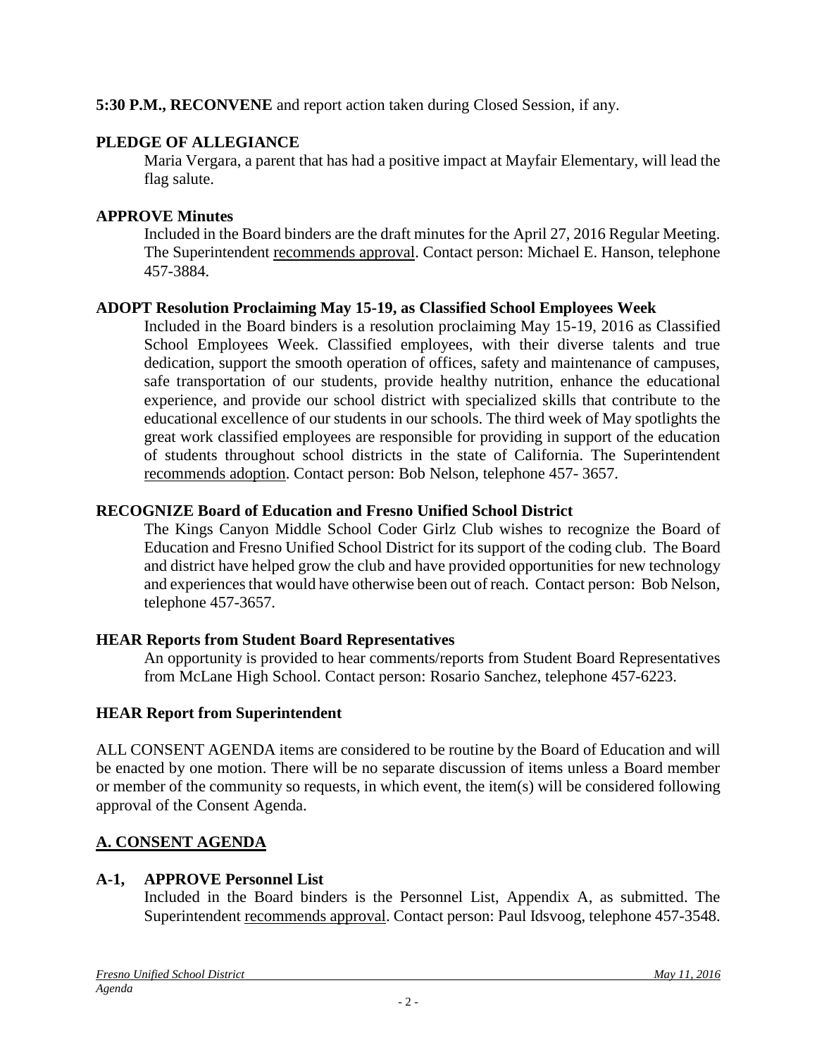**5:30 P.M., RECONVENE** and report action taken during Closed Session, if any.

**PLEDGE OF ALLEGIANCE**

Maria Vergara, a parent that has had a positive impact at Mayfair Elementary, will lead the flag salute.

**APPROVE Minutes**

Included in the Board binders are the draft minutes for the April 27, 2016 Regular Meeting. The Superintendent recommends approval. Contact person: Michael E. Hanson, telephone 457-3884.

**ADOPT Resolution Proclaiming May 15-19, as Classified School Employees Week**

Included in the Board binders is a resolution proclaiming May 15-19, 2016 as Classified School Employees Week. Classified employees, with their diverse talents and true dedication, support the smooth operation of offices, safety and maintenance of campuses, safe transportation of our students, provide healthy nutrition, enhance the educational experience, and provide our school district with specialized skills that contribute to the educational excellence of our students in our schools. The third week of May spotlights the great work classified employees are responsible for providing in support of the education of students throughout school districts in the state of California. The Superintendent recommends adoption. Contact person: Bob Nelson, telephone 457- 3657.

**RECOGNIZE Board of Education and Fresno Unified School District**

The Kings Canyon Middle School Coder Girlz Club wishes to recognize the Board of Education and Fresno Unified School District for its support of the coding club. The Board and district have helped grow the club and have provided opportunities for new technology and experiences that would have otherwise been out of reach. Contact person: Bob Nelson, telephone 457-3657.

**HEAR Reports from Student Board Representatives**

An opportunity is provided to hear comments/reports from Student Board Representatives from McLane High School. Contact person: Rosario Sanchez, telephone 457-6223.

**HEAR Report from Superintendent**

ALL CONSENT AGENDA items are considered to be routine by the Board of Education and will be enacted by one motion. There will be no separate discussion of items unless a Board member or member of the community so requests, in which event, the item(s) will be considered following approval of the Consent Agenda.

## A. CONSENT AGENDA

**A-1, APPROVE Personnel List**

Included in the Board binders is the Personnel List, Appendix A, as submitted. The Superintendent recommends approval. Contact person: Paul Idsvoog, telephone 457-3548.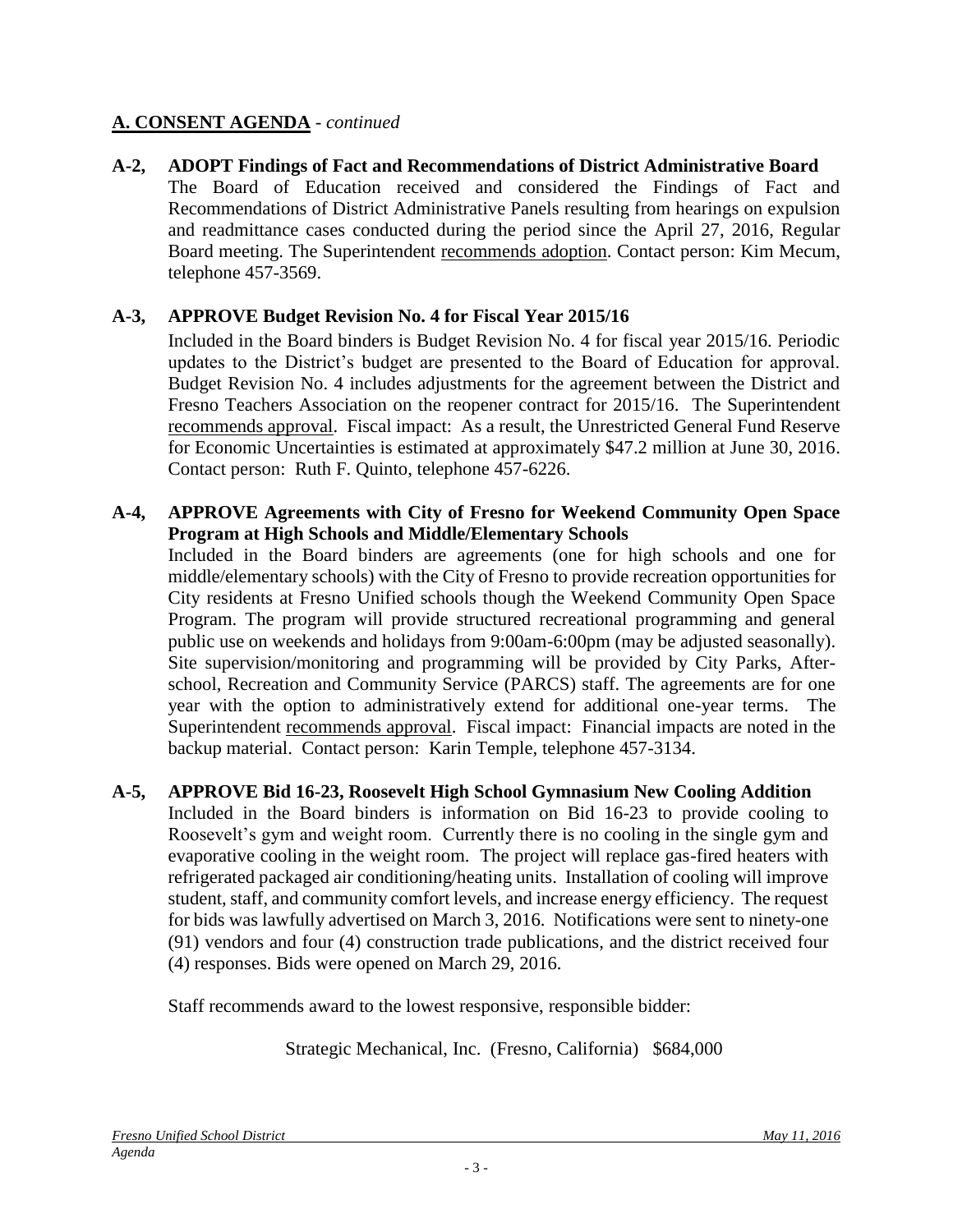## A. CONSENT AGENDA - *continued*

**A-2, ADOPT Findings of Fact and Recommendations of District Administrative Board**

The Board of Education received and considered the Findings of Fact and Recommendations of District Administrative Panels resulting from hearings on expulsion and readmittance cases conducted during the period since the April 27, 2016, Regular Board meeting. The Superintendent recommends adoption. Contact person: Kim Mecum, telephone 457-3569.

**A-3, APPROVE Budget Revision No. 4 for Fiscal Year 2015/16**

Included in the Board binders is Budget Revision No. 4 for fiscal year 2015/16. Periodic updates to the District's budget are presented to the Board of Education for approval. Budget Revision No. 4 includes adjustments for the agreement between the District and Fresno Teachers Association on the reopener contract for 2015/16. The Superintendent recommends approval. Fiscal impact: As a result, the Unrestricted General Fund Reserve for Economic Uncertainties is estimated at approximately $47.2 million at June 30, 2016. Contact person: Ruth F. Quinto, telephone 457-6226.

**A-4, APPROVE Agreements with City of Fresno for Weekend Community Open Space Program at High Schools and Middle/Elementary Schools**

Included in the Board binders are agreements (one for high schools and one for middle/elementary schools) with the City of Fresno to provide recreation opportunities for City residents at Fresno Unified schools though the Weekend Community Open Space Program. The program will provide structured recreational programming and general public use on weekends and holidays from 9:00am-6:00pm (may be adjusted seasonally). Site supervision/monitoring and programming will be provided by City Parks, After-school, Recreation and Community Service (PARCS) staff. The agreements are for one year with the option to administratively extend for additional one-year terms. The Superintendent recommends approval. Fiscal impact: Financial impacts are noted in the backup material. Contact person: Karin Temple, telephone 457-3134.

**A-5, APPROVE Bid 16-23, Roosevelt High School Gymnasium New Cooling Addition**

Included in the Board binders is information on Bid 16-23 to provide cooling to Roosevelt's gym and weight room. Currently there is no cooling in the single gym and evaporative cooling in the weight room. The project will replace gas-fired heaters with refrigerated packaged air conditioning/heating units. Installation of cooling will improve student, staff, and community comfort levels, and increase energy efficiency. The request for bids was lawfully advertised on March 3, 2016. Notifications were sent to ninety-one (91) vendors and four (4) construction trade publications, and the district received four (4) responses. Bids were opened on March 29, 2016.

Staff recommends award to the lowest responsive, responsible bidder:

Strategic Mechanical, Inc. (Fresno, California) $684,000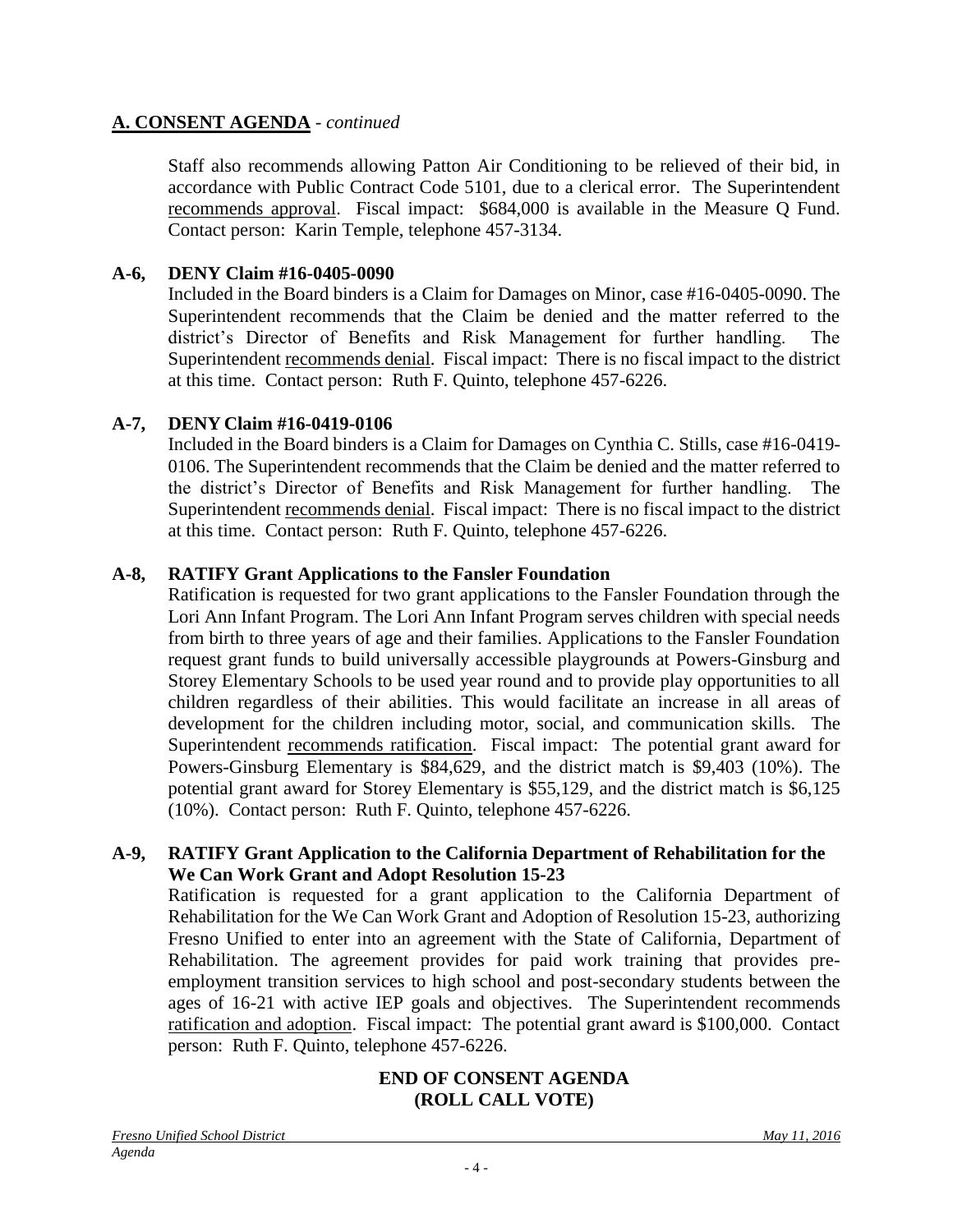## A. CONSENT AGENDA - *continued*

Staff also recommends allowing Patton Air Conditioning to be relieved of their bid, in accordance with Public Contract Code 5101, due to a clerical error. The Superintendent recommends approval. Fiscal impact: $684,000 is available in the Measure Q Fund. Contact person: Karin Temple, telephone 457-3134.

### A-6, DENY Claim #16-0405-0090

Included in the Board binders is a Claim for Damages on Minor, case #16-0405-0090. The Superintendent recommends that the Claim be denied and the matter referred to the district's Director of Benefits and Risk Management for further handling. The Superintendent recommends denial. Fiscal impact: There is no fiscal impact to the district at this time. Contact person: Ruth F. Quinto, telephone 457-6226.

### A-7, DENY Claim #16-0419-0106

Included in the Board binders is a Claim for Damages on Cynthia C. Stills, case #16-0419-0106. The Superintendent recommends that the Claim be denied and the matter referred to the district's Director of Benefits and Risk Management for further handling. The Superintendent recommends denial. Fiscal impact: There is no fiscal impact to the district at this time. Contact person: Ruth F. Quinto, telephone 457-6226.

### A-8, RATIFY Grant Applications to the Fansler Foundation

Ratification is requested for two grant applications to the Fansler Foundation through the Lori Ann Infant Program. The Lori Ann Infant Program serves children with special needs from birth to three years of age and their families. Applications to the Fansler Foundation request grant funds to build universally accessible playgrounds at Powers-Ginsburg and Storey Elementary Schools to be used year round and to provide play opportunities to all children regardless of their abilities. This would facilitate an increase in all areas of development for the children including motor, social, and communication skills. The Superintendent recommends ratification. Fiscal impact: The potential grant award for Powers-Ginsburg Elementary is $84,629, and the district match is $9,403 (10%). The potential grant award for Storey Elementary is $55,129, and the district match is $6,125 (10%). Contact person: Ruth F. Quinto, telephone 457-6226.

### A-9, RATIFY Grant Application to the California Department of Rehabilitation for the We Can Work Grant and Adopt Resolution 15-23

Ratification is requested for a grant application to the California Department of Rehabilitation for the We Can Work Grant and Adoption of Resolution 15-23, authorizing Fresno Unified to enter into an agreement with the State of California, Department of Rehabilitation. The agreement provides for paid work training that provides pre-employment transition services to high school and post-secondary students between the ages of 16-21 with active IEP goals and objectives. The Superintendent recommends ratification and adoption. Fiscal impact: The potential grant award is $100,000. Contact person: Ruth F. Quinto, telephone 457-6226.

**END OF CONSENT AGENDA**
**(ROLL CALL VOTE)**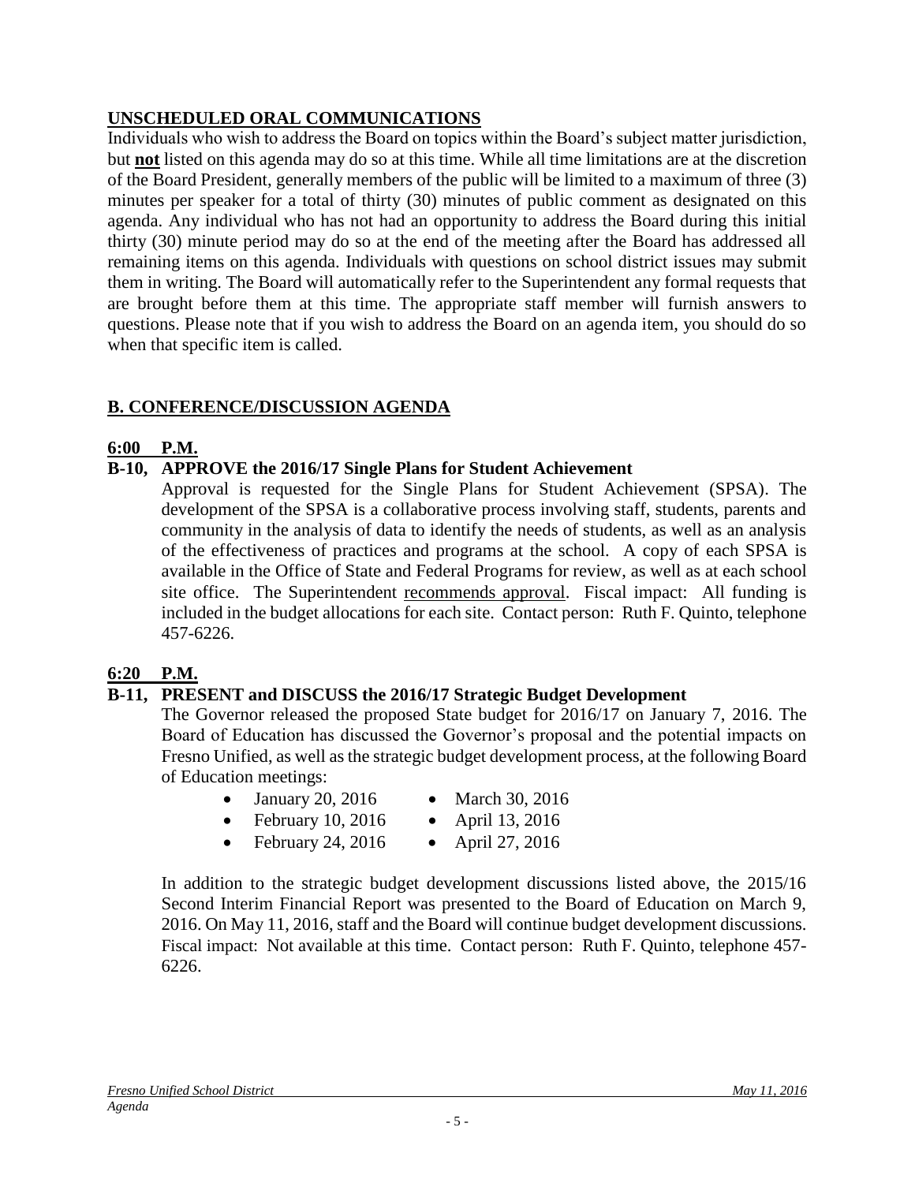## UNSCHEDULED ORAL COMMUNICATIONS

Individuals who wish to address the Board on topics within the Board's subject matter jurisdiction, but **not** listed on this agenda may do so at this time. While all time limitations are at the discretion of the Board President, generally members of the public will be limited to a maximum of three (3) minutes per speaker for a total of thirty (30) minutes of public comment as designated on this agenda. Any individual who has not had an opportunity to address the Board during this initial thirty (30) minute period may do so at the end of the meeting after the Board has addressed all remaining items on this agenda. Individuals with questions on school district issues may submit them in writing. The Board will automatically refer to the Superintendent any formal requests that are brought before them at this time. The appropriate staff member will furnish answers to questions. Please note that if you wish to address the Board on an agenda item, you should do so when that specific item is called.

## B. CONFERENCE/DISCUSSION AGENDA

**6:00 P.M.**

**B-10, APPROVE the 2016/17 Single Plans for Student Achievement**

Approval is requested for the Single Plans for Student Achievement (SPSA). The development of the SPSA is a collaborative process involving staff, students, parents and community in the analysis of data to identify the needs of students, as well as an analysis of the effectiveness of practices and programs at the school. A copy of each SPSA is available in the Office of State and Federal Programs for review, as well as at each school site office. The Superintendent recommends approval. Fiscal impact: All funding is included in the budget allocations for each site. Contact person: Ruth F. Quinto, telephone 457-6226.

**6:20 P.M.**

**B-11, PRESENT and DISCUSS the 2016/17 Strategic Budget Development**

The Governor released the proposed State budget for 2016/17 on January 7, 2016. The Board of Education has discussed the Governor's proposal and the potential impacts on Fresno Unified, as well as the strategic budget development process, at the following Board of Education meetings:

- January 20, 2016
- February 10, 2016
- February 24, 2016
- March 30, 2016
- April 13, 2016
- April 27, 2016

In addition to the strategic budget development discussions listed above, the 2015/16 Second Interim Financial Report was presented to the Board of Education on March 9, 2016. On May 11, 2016, staff and the Board will continue budget development discussions. Fiscal impact: Not available at this time. Contact person: Ruth F. Quinto, telephone 457-6226.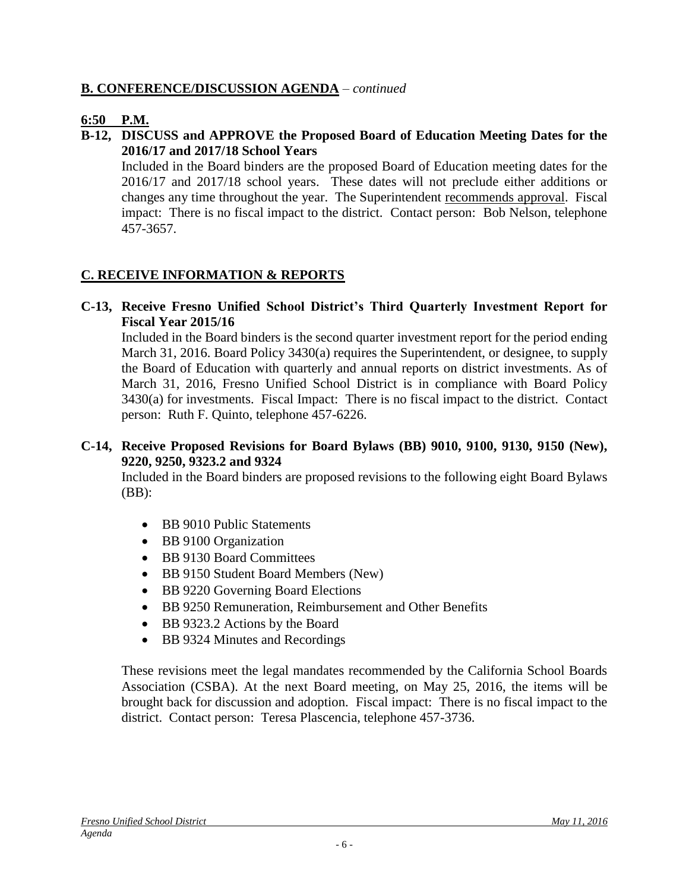## **B. CONFERENCE/DISCUSSION AGENDA** – *continued*

**6:50 P.M.**

**B-12, DISCUSS and APPROVE the Proposed Board of Education Meeting Dates for the 2016/17 and 2017/18 School Years**

Included in the Board binders are the proposed Board of Education meeting dates for the 2016/17 and 2017/18 school years. These dates will not preclude either additions or changes any time throughout the year. The Superintendent recommends approval. Fiscal impact: There is no fiscal impact to the district. Contact person: Bob Nelson, telephone 457-3657.

## **C. RECEIVE INFORMATION & REPORTS**

**C-13, Receive Fresno Unified School District's Third Quarterly Investment Report for Fiscal Year 2015/16**

Included in the Board binders is the second quarter investment report for the period ending March 31, 2016. Board Policy 3430(a) requires the Superintendent, or designee, to supply the Board of Education with quarterly and annual reports on district investments. As of March 31, 2016, Fresno Unified School District is in compliance with Board Policy 3430(a) for investments. Fiscal Impact: There is no fiscal impact to the district. Contact person: Ruth F. Quinto, telephone 457-6226.

**C-14, Receive Proposed Revisions for Board Bylaws (BB) 9010, 9100, 9130, 9150 (New), 9220, 9250, 9323.2 and 9324**

Included in the Board binders are proposed revisions to the following eight Board Bylaws (BB):

- BB 9010 Public Statements
- BB 9100 Organization
- BB 9130 Board Committees
- BB 9150 Student Board Members (New)
- BB 9220 Governing Board Elections
- BB 9250 Remuneration, Reimbursement and Other Benefits
- BB 9323.2 Actions by the Board
- BB 9324 Minutes and Recordings

These revisions meet the legal mandates recommended by the California School Boards Association (CSBA). At the next Board meeting, on May 25, 2016, the items will be brought back for discussion and adoption. Fiscal impact: There is no fiscal impact to the district. Contact person: Teresa Plascencia, telephone 457-3736.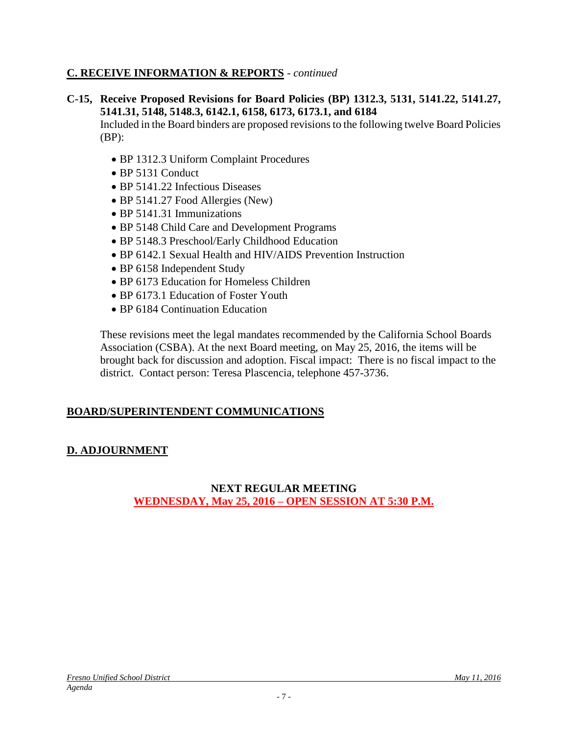## C. RECEIVE INFORMATION & REPORTS - *continued*

**C-15, Receive Proposed Revisions for Board Policies (BP) 1312.3, 5131, 5141.22, 5141.27, 5141.31, 5148, 5148.3, 6142.1, 6158, 6173, 6173.1, and 6184**

Included in the Board binders are proposed revisions to the following twelve Board Policies (BP):

- BP 1312.3 Uniform Complaint Procedures
- BP 5131 Conduct
- BP 5141.22 Infectious Diseases
- BP 5141.27 Food Allergies (New)
- BP 5141.31 Immunizations
- BP 5148 Child Care and Development Programs
- BP 5148.3 Preschool/Early Childhood Education
- BP 6142.1 Sexual Health and HIV/AIDS Prevention Instruction
- BP 6158 Independent Study
- BP 6173 Education for Homeless Children
- BP 6173.1 Education of Foster Youth
- BP 6184 Continuation Education

These revisions meet the legal mandates recommended by the California School Boards Association (CSBA). At the next Board meeting, on May 25, 2016, the items will be brought back for discussion and adoption. Fiscal impact: There is no fiscal impact to the district. Contact person: Teresa Plascencia, telephone 457-3736.

## BOARD/SUPERINTENDENT COMMUNICATIONS

## D. ADJOURNMENT

**NEXT REGULAR MEETING**

**WEDNESDAY, May 25, 2016 – OPEN SESSION AT 5:30 P.M.**